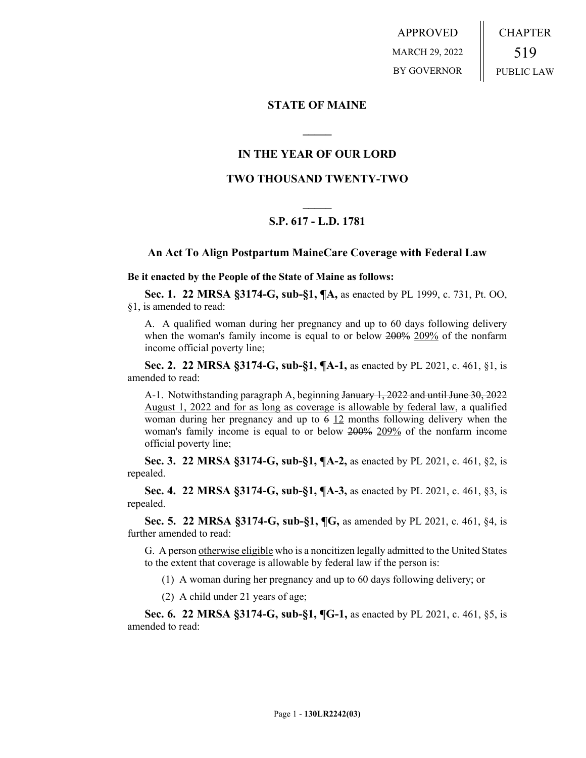APPROVED
MARCH 29, 2022
BY GOVERNOR

CHAPTER
519
PUBLIC LAW

## STATE OF MAINE

## IN THE YEAR OF OUR LORD

## TWO THOUSAND TWENTY-TWO

## S.P. 617 - L.D. 1781

### An Act To Align Postpartum MaineCare Coverage with Federal Law

**Be it enacted by the People of the State of Maine as follows:**

**Sec. 1. 22 MRSA §3174-G, sub-§1, ¶A,** as enacted by PL 1999, c. 731, Pt. OO, §1, is amended to read:

A. A qualified woman during her pregnancy and up to 60 days following delivery when the woman's family income is equal to or below ~~200%~~ 209% of the nonfarm income official poverty line;

**Sec. 2. 22 MRSA §3174-G, sub-§1, ¶A-1,** as enacted by PL 2021, c. 461, §1, is amended to read:

A-1. Notwithstanding paragraph A, beginning ~~January 1, 2022 and until June 30, 2022~~ August 1, 2022 and for as long as coverage is allowable by federal law, a qualified woman during her pregnancy and up to ~~6~~ 12 months following delivery when the woman's family income is equal to or below ~~200%~~ 209% of the nonfarm income official poverty line;

**Sec. 3. 22 MRSA §3174-G, sub-§1, ¶A-2,** as enacted by PL 2021, c. 461, §2, is repealed.

**Sec. 4. 22 MRSA §3174-G, sub-§1, ¶A-3,** as enacted by PL 2021, c. 461, §3, is repealed.

**Sec. 5. 22 MRSA §3174-G, sub-§1, ¶G,** as amended by PL 2021, c. 461, §4, is further amended to read:

G. A person otherwise eligible who is a noncitizen legally admitted to the United States to the extent that coverage is allowable by federal law if the person is:

(1) A woman during her pregnancy and up to 60 days following delivery; or

(2) A child under 21 years of age;

**Sec. 6. 22 MRSA §3174-G, sub-§1, ¶G-1,** as enacted by PL 2021, c. 461, §5, is amended to read: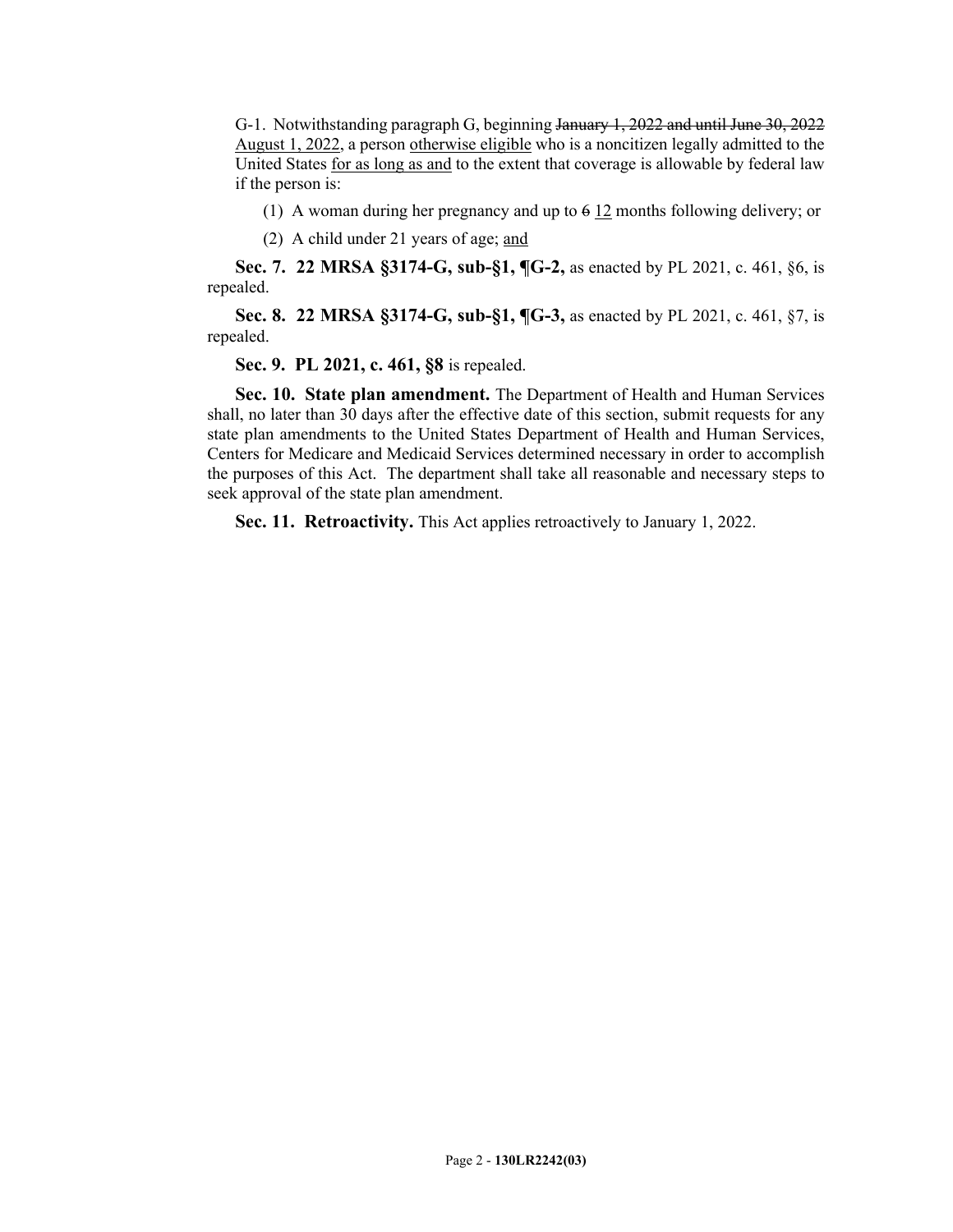G-1. Notwithstanding paragraph G, beginning ~~January 1, 2022 and until June 30, 2022~~ <u>August 1, 2022</u>, a person <u>otherwise eligible</u> who is a noncitizen legally admitted to the United States <u>for as long as and</u> to the extent that coverage is allowable by federal law if the person is:

(1) A woman during her pregnancy and up to ~~6~~ <u>12</u> months following delivery; or

(2) A child under 21 years of age; <u>and</u>

**Sec. 7. 22 MRSA §3174-G, sub-§1, ¶G-2,** as enacted by PL 2021, c. 461, §6, is repealed.

**Sec. 8. 22 MRSA §3174-G, sub-§1, ¶G-3,** as enacted by PL 2021, c. 461, §7, is repealed.

**Sec. 9. PL 2021, c. 461, §8** is repealed.

**Sec. 10. State plan amendment.** The Department of Health and Human Services shall, no later than 30 days after the effective date of this section, submit requests for any state plan amendments to the United States Department of Health and Human Services, Centers for Medicare and Medicaid Services determined necessary in order to accomplish the purposes of this Act. The department shall take all reasonable and necessary steps to seek approval of the state plan amendment.

**Sec. 11. Retroactivity.** This Act applies retroactively to January 1, 2022.